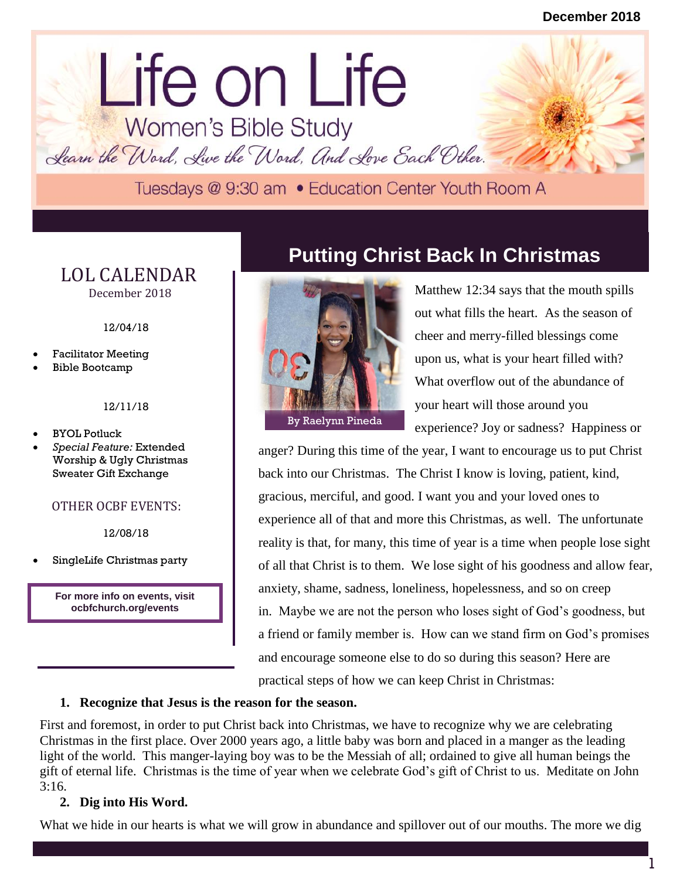December 2018

# Life on Life

## Women's Bible Study

*Learn the Word, Live the Word, And Love Each Other.*

Tuesdays @ 9:30 am • Education Center Youth Room A

## LOL CALENDAR

December 2018

12/04/18

- Facilitator Meeting
- Bible Bootcamp

12/11/18

- BYOL Potluck
- *Special Feature:* Extended Worship & Ugly Christmas Sweater Gift Exchange

OTHER OCBF EVENTS:

12/08/18

- SingleLife Christmas party

**For more info on events, visit ocbfchurch.org/events**

## Putting Christ Back In Christmas

By Raelynn Pineda

Matthew 12:34 says that the mouth spills out what fills the heart. As the season of cheer and merry-filled blessings come upon us, what is your heart filled with? What overflow out of the abundance of your heart will those around you experience? Joy or sadness? Happiness or anger? During this time of the year, I want to encourage us to put Christ back into our Christmas. The Christ I know is loving, patient, kind, gracious, merciful, and good. I want you and your loved ones to experience all of that and more this Christmas, as well. The unfortunate reality is that, for many, this time of year is a time when people lose sight of all that Christ is to them. We lose sight of his goodness and allow fear, anxiety, shame, sadness, loneliness, hopelessness, and so on creep in. Maybe we are not the person who loses sight of God's goodness, but a friend or family member is. How can we stand firm on God's promises and encourage someone else to do so during this season? Here are practical steps of how we can keep Christ in Christmas:

1. **Recognize that Jesus is the reason for the season.**

First and foremost, in order to put Christ back into Christmas, we have to recognize why we are celebrating Christmas in the first place. Over 2000 years ago, a little baby was born and placed in a manger as the leading light of the world. This manger-laying boy was to be the Messiah of all; ordained to give all human beings the gift of eternal life. Christmas is the time of year when we celebrate God's gift of Christ to us. Meditate on John 3:16.

2. **Dig into His Word.**

What we hide in our hearts is what we will grow in abundance and spillover out of our mouths. The more we dig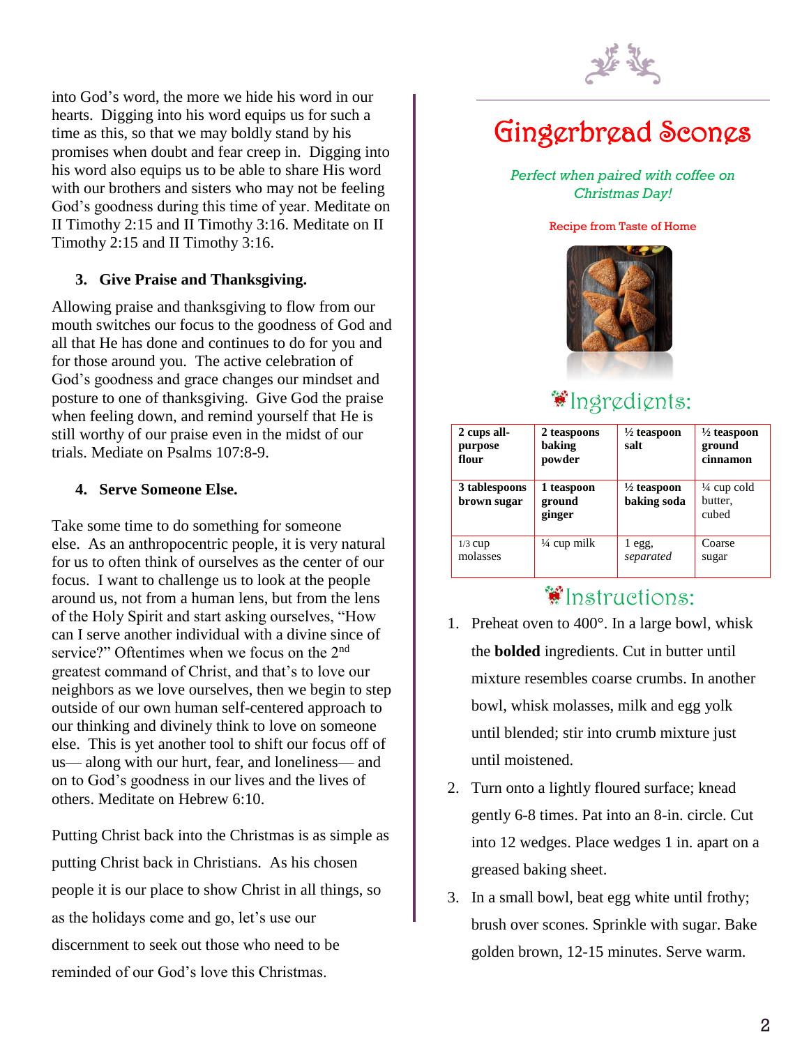into God's word, the more we hide his word in our hearts. Digging into his word equips us for such a time as this, so that we may boldly stand by his promises when doubt and fear creep in. Digging into his word also equips us to be able to share His word with our brothers and sisters who may not be feeling God's goodness during this time of year. Meditate on II Timothy 2:15 and II Timothy 3:16. Meditate on II Timothy 2:15 and II Timothy 3:16.

3. **Give Praise and Thanksgiving.**

Allowing praise and thanksgiving to flow from our mouth switches our focus to the goodness of God and all that He has done and continues to do for you and for those around you. The active celebration of God's goodness and grace changes our mindset and posture to one of thanksgiving. Give God the praise when feeling down, and remind yourself that He is still worthy of our praise even in the midst of our trials. Mediate on Psalms 107:8-9.

4. **Serve Someone Else.**

Take some time to do something for someone else. As an anthropocentric people, it is very natural for us to often think of ourselves as the center of our focus. I want to challenge us to look at the people around us, not from a human lens, but from the lens of the Holy Spirit and start asking ourselves, "How can I serve another individual with a divine since of service?" Oftentimes when we focus on the 2nd greatest command of Christ, and that's to love our neighbors as we love ourselves, then we begin to step outside of our own human self-centered approach to our thinking and divinely think to love on someone else. This is yet another tool to shift our focus off of us— along with our hurt, fear, and loneliness— and on to God's goodness in our lives and the lives of others. Meditate on Hebrew 6:10.

Putting Christ back into the Christmas is as simple as putting Christ back in Christians. As his chosen people it is our place to show Christ in all things, so as the holidays come and go, let's use our discernment to seek out those who need to be reminded of our God's love this Christmas.

# Gingerbread Scones

*Perfect when paired with coffee on Christmas Day!*

Recipe from Taste of Home

## Ingredients:

| | | | |
|---|---|---|---|
| **2 cups all-purpose flour** | **2 teaspoons baking powder** | **½ teaspoon salt** | **½ teaspoon ground cinnamon** |
| **3 tablespoons brown sugar** | **1 teaspoon ground ginger** | **½ teaspoon baking soda** | ¼ cup cold butter, cubed |
| 1/3 cup molasses | ¼ cup milk | 1 egg, *separated* | Coarse sugar |

## Instructions:

1. Preheat oven to 400°. In a large bowl, whisk the **bolded** ingredients. Cut in butter until mixture resembles coarse crumbs. In another bowl, whisk molasses, milk and egg yolk until blended; stir into crumb mixture just until moistened.
2. Turn onto a lightly floured surface; knead gently 6-8 times. Pat into an 8-in. circle. Cut into 12 wedges. Place wedges 1 in. apart on a greased baking sheet.
3. In a small bowl, beat egg white until frothy; brush over scones. Sprinkle with sugar. Bake golden brown, 12-15 minutes. Serve warm.